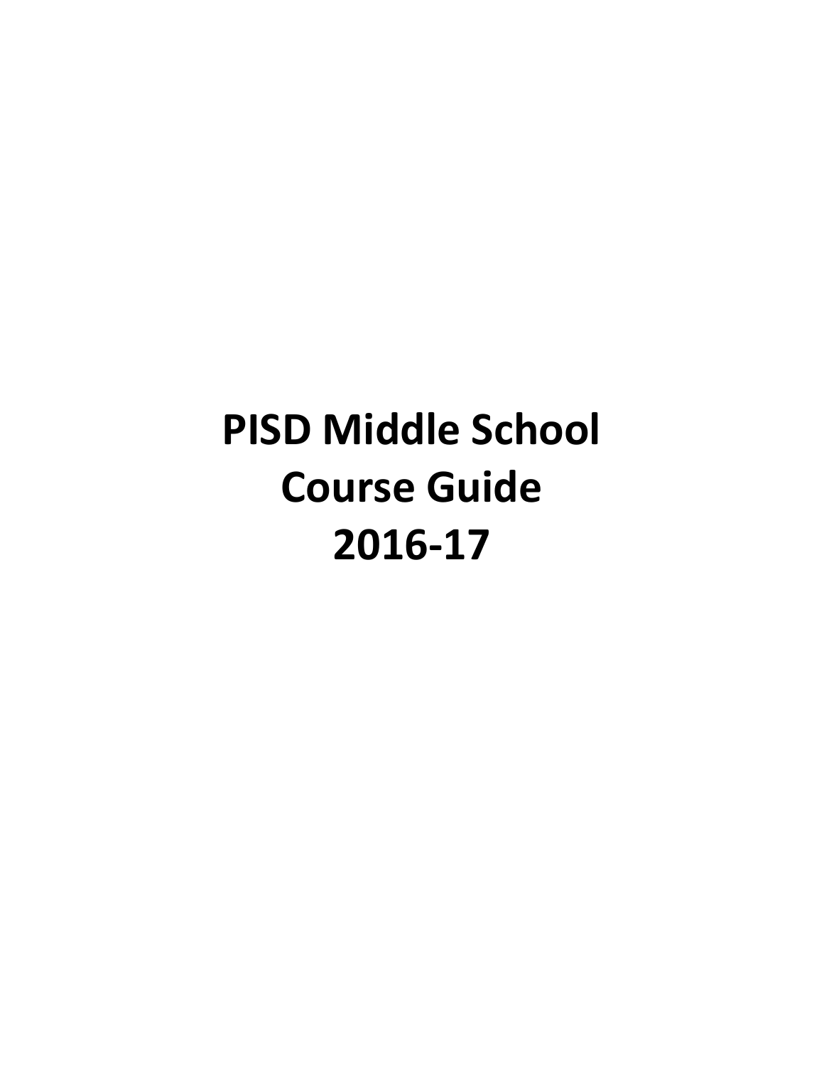# PISD Middle School Course Guide 2016-17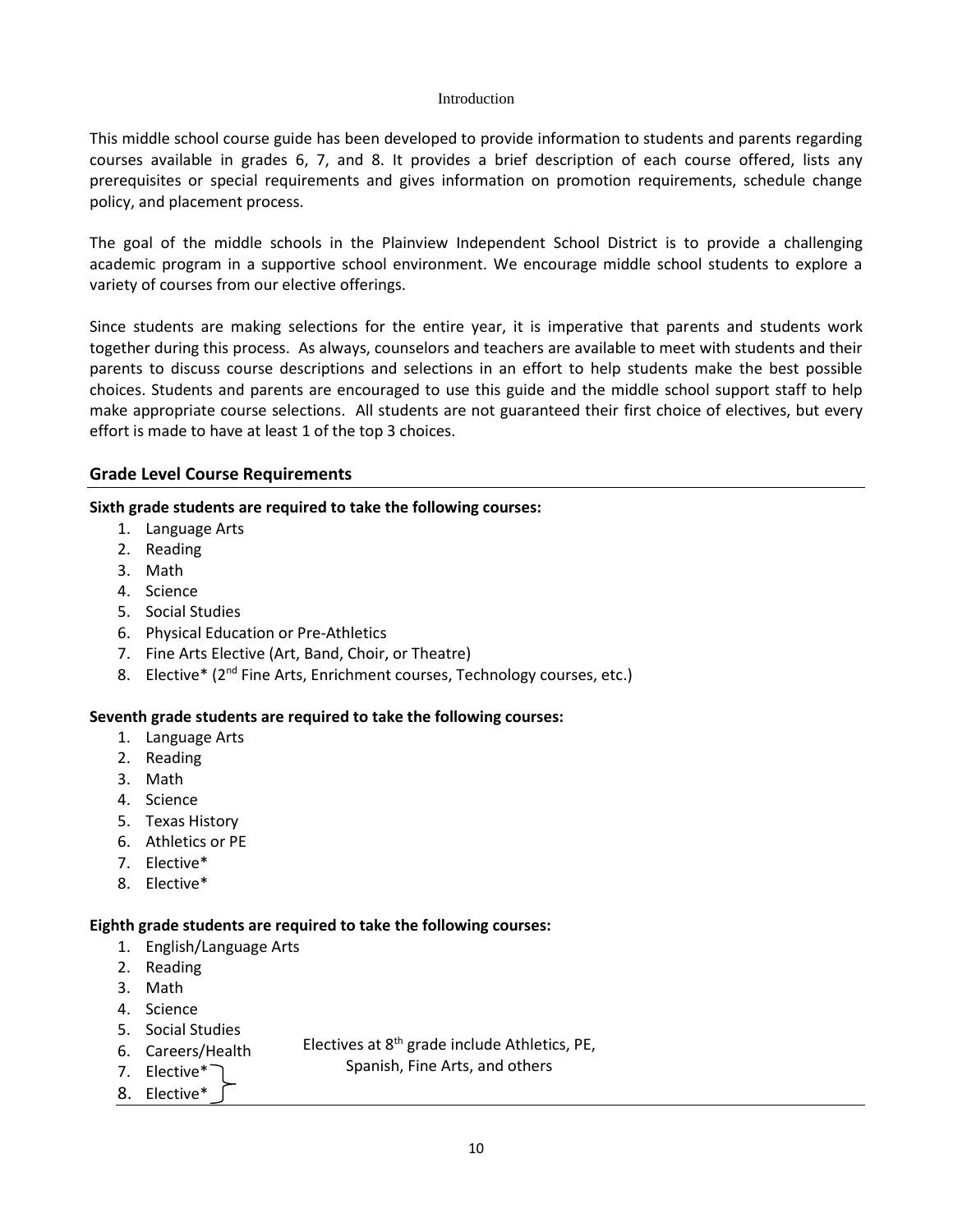# Introduction

This middle school course guide has been developed to provide information to students and parents regarding courses available in grades 6, 7, and 8. It provides a brief description of each course offered, lists any prerequisites or special requirements and gives information on promotion requirements, schedule change policy, and placement process.

The goal of the middle schools in the Plainview Independent School District is to provide a challenging academic program in a supportive school environment. We encourage middle school students to explore a variety of courses from our elective offerings.

Since students are making selections for the entire year, it is imperative that parents and students work together during this process. As always, counselors and teachers are available to meet with students and their parents to discuss course descriptions and selections in an effort to help students make the best possible choices. Students and parents are encouraged to use this guide and the middle school support staff to help make appropriate course selections. All students are not guaranteed their first choice of electives, but every effort is made to have at least 1 of the top 3 choices.

## Grade Level Course Requirements

**Sixth grade students are required to take the following courses:**

1. Language Arts
2. Reading
3. Math
4. Science
5. Social Studies
6. Physical Education or Pre-Athletics
7. Fine Arts Elective (Art, Band, Choir, or Theatre)
8. Elective* (2nd Fine Arts, Enrichment courses, Technology courses, etc.)

**Seventh grade students are required to take the following courses:**

1. Language Arts
2. Reading
3. Math
4. Science
5. Texas History
6. Athletics or PE
7. Elective*
8. Elective*

**Eighth grade students are required to take the following courses:**

1. English/Language Arts
2. Reading
3. Math
4. Science
5. Social Studies
6. Careers/Health
7. Elective*
8. Elective*

Electives at 8th grade include Athletics, PE, Spanish, Fine Arts, and others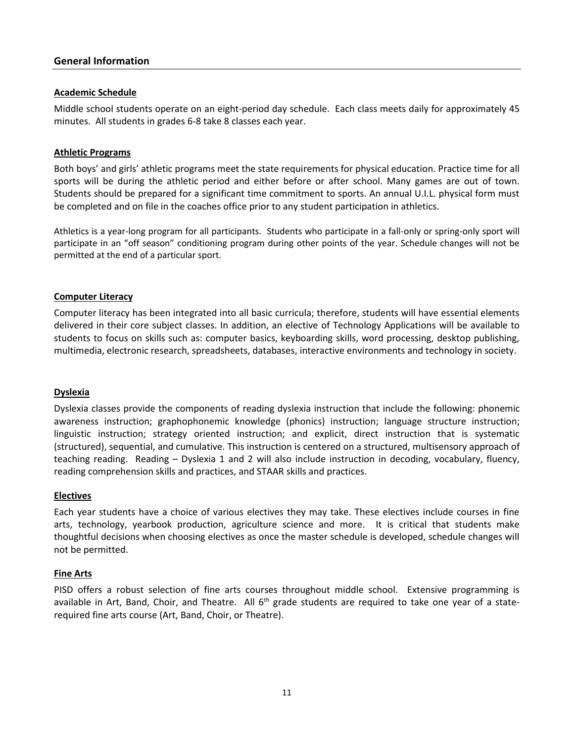## General Information

### Academic Schedule

Middle school students operate on an eight-period day schedule. Each class meets daily for approximately 45 minutes. All students in grades 6-8 take 8 classes each year.

### Athletic Programs

Both boys' and girls' athletic programs meet the state requirements for physical education. Practice time for all sports will be during the athletic period and either before or after school. Many games are out of town. Students should be prepared for a significant time commitment to sports. An annual U.I.L. physical form must be completed and on file in the coaches office prior to any student participation in athletics.

Athletics is a year-long program for all participants. Students who participate in a fall-only or spring-only sport will participate in an "off season" conditioning program during other points of the year. Schedule changes will not be permitted at the end of a particular sport.

### Computer Literacy

Computer literacy has been integrated into all basic curricula; therefore, students will have essential elements delivered in their core subject classes. In addition, an elective of Technology Applications will be available to students to focus on skills such as: computer basics, keyboarding skills, word processing, desktop publishing, multimedia, electronic research, spreadsheets, databases, interactive environments and technology in society.

### Dyslexia

Dyslexia classes provide the components of reading dyslexia instruction that include the following: phonemic awareness instruction; graphophonemic knowledge (phonics) instruction; language structure instruction; linguistic instruction; strategy oriented instruction; and explicit, direct instruction that is systematic (structured), sequential, and cumulative. This instruction is centered on a structured, multisensory approach of teaching reading. Reading – Dyslexia 1 and 2 will also include instruction in decoding, vocabulary, fluency, reading comprehension skills and practices, and STAAR skills and practices.

### Electives

Each year students have a choice of various electives they may take. These electives include courses in fine arts, technology, yearbook production, agriculture science and more. It is critical that students make thoughtful decisions when choosing electives as once the master schedule is developed, schedule changes will not be permitted.

### Fine Arts

PISD offers a robust selection of fine arts courses throughout middle school. Extensive programming is available in Art, Band, Choir, and Theatre. All 6th grade students are required to take one year of a state-required fine arts course (Art, Band, Choir, or Theatre).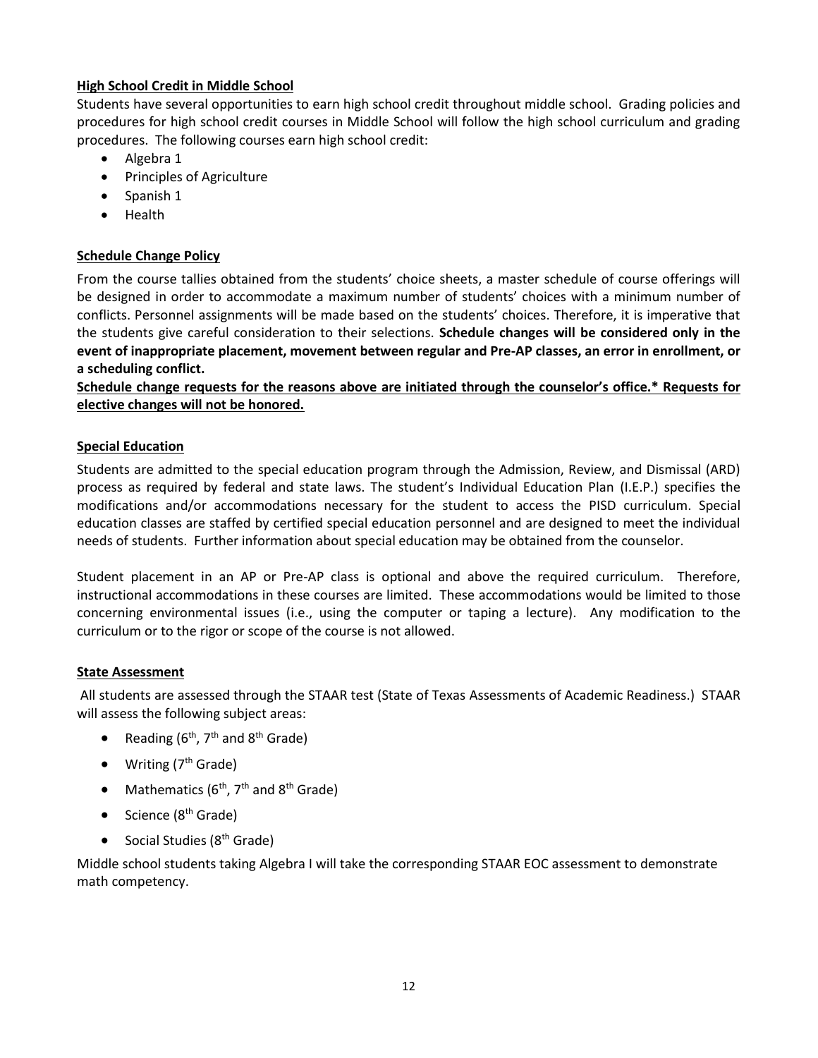## High School Credit in Middle School

Students have several opportunities to earn high school credit throughout middle school. Grading policies and procedures for high school credit courses in Middle School will follow the high school curriculum and grading procedures. The following courses earn high school credit:

- Algebra 1
- Principles of Agriculture
- Spanish 1
- Health

## Schedule Change Policy

From the course tallies obtained from the students' choice sheets, a master schedule of course offerings will be designed in order to accommodate a maximum number of students' choices with a minimum number of conflicts. Personnel assignments will be made based on the students' choices. Therefore, it is imperative that the students give careful consideration to their selections. **Schedule changes will be considered only in the event of inappropriate placement, movement between regular and Pre-AP classes, an error in enrollment, or a scheduling conflict.**

**Schedule change requests for the reasons above are initiated through the counselor's office.* Requests for elective changes will not be honored.**

## Special Education

Students are admitted to the special education program through the Admission, Review, and Dismissal (ARD) process as required by federal and state laws. The student's Individual Education Plan (I.E.P.) specifies the modifications and/or accommodations necessary for the student to access the PISD curriculum. Special education classes are staffed by certified special education personnel and are designed to meet the individual needs of students. Further information about special education may be obtained from the counselor.

Student placement in an AP or Pre-AP class is optional and above the required curriculum. Therefore, instructional accommodations in these courses are limited. These accommodations would be limited to those concerning environmental issues (i.e., using the computer or taping a lecture). Any modification to the curriculum or to the rigor or scope of the course is not allowed.

## State Assessment

All students are assessed through the STAAR test (State of Texas Assessments of Academic Readiness.) STAAR will assess the following subject areas:

- Reading (6th, 7th and 8th Grade)
- Writing (7th Grade)
- Mathematics (6th, 7th and 8th Grade)
- Science (8th Grade)
- Social Studies (8th Grade)

Middle school students taking Algebra I will take the corresponding STAAR EOC assessment to demonstrate math competency.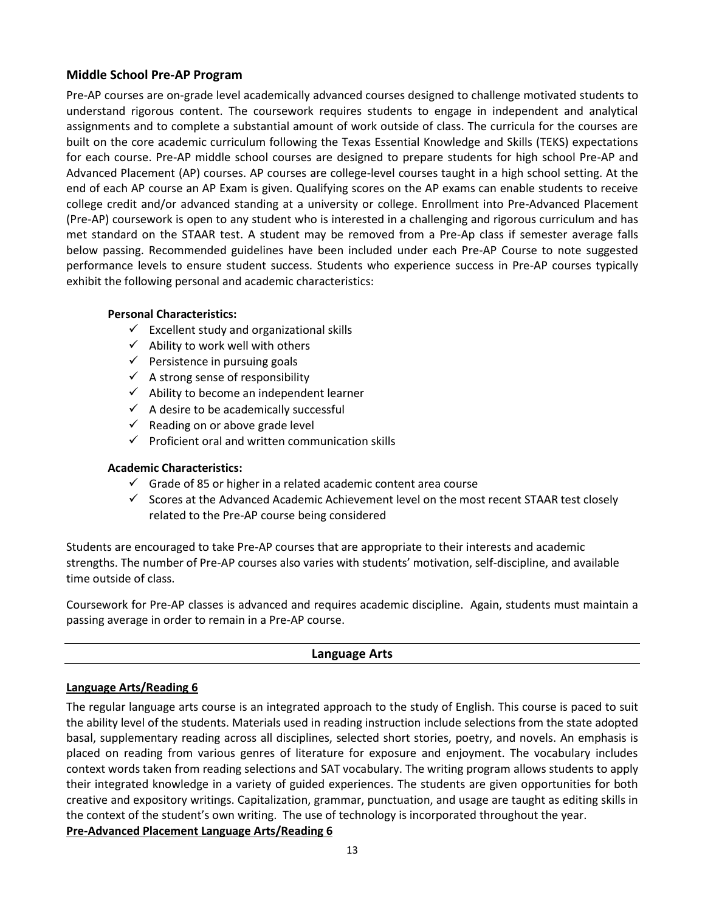## Middle School Pre-AP Program

Pre-AP courses are on-grade level academically advanced courses designed to challenge motivated students to understand rigorous content. The coursework requires students to engage in independent and analytical assignments and to complete a substantial amount of work outside of class. The curricula for the courses are built on the core academic curriculum following the Texas Essential Knowledge and Skills (TEKS) expectations for each course. Pre-AP middle school courses are designed to prepare students for high school Pre-AP and Advanced Placement (AP) courses. AP courses are college-level courses taught in a high school setting. At the end of each AP course an AP Exam is given. Qualifying scores on the AP exams can enable students to receive college credit and/or advanced standing at a university or college. Enrollment into Pre-Advanced Placement (Pre-AP) coursework is open to any student who is interested in a challenging and rigorous curriculum and has met standard on the STAAR test. A student may be removed from a Pre-Ap class if semester average falls below passing. Recommended guidelines have been included under each Pre-AP Course to note suggested performance levels to ensure student success. Students who experience success in Pre-AP courses typically exhibit the following personal and academic characteristics:

**Personal Characteristics:**

- ✓ Excellent study and organizational skills
- ✓ Ability to work well with others
- ✓ Persistence in pursuing goals
- ✓ A strong sense of responsibility
- ✓ Ability to become an independent learner
- ✓ A desire to be academically successful
- ✓ Reading on or above grade level
- ✓ Proficient oral and written communication skills

**Academic Characteristics:**

- ✓ Grade of 85 or higher in a related academic content area course
- ✓ Scores at the Advanced Academic Achievement level on the most recent STAAR test closely related to the Pre-AP course being considered

Students are encouraged to take Pre-AP courses that are appropriate to their interests and academic strengths. The number of Pre-AP courses also varies with students' motivation, self-discipline, and available time outside of class.

Coursework for Pre-AP classes is advanced and requires academic discipline. Again, students must maintain a passing average in order to remain in a Pre-AP course.

---

## Language Arts

---

**Language Arts/Reading 6**

The regular language arts course is an integrated approach to the study of English. This course is paced to suit the ability level of the students. Materials used in reading instruction include selections from the state adopted basal, supplementary reading across all disciplines, selected short stories, poetry, and novels. An emphasis is placed on reading from various genres of literature for exposure and enjoyment. The vocabulary includes context words taken from reading selections and SAT vocabulary. The writing program allows students to apply their integrated knowledge in a variety of guided experiences. The students are given opportunities for both creative and expository writings. Capitalization, grammar, punctuation, and usage are taught as editing skills in the context of the student's own writing. The use of technology is incorporated throughout the year.

**Pre-Advanced Placement Language Arts/Reading 6**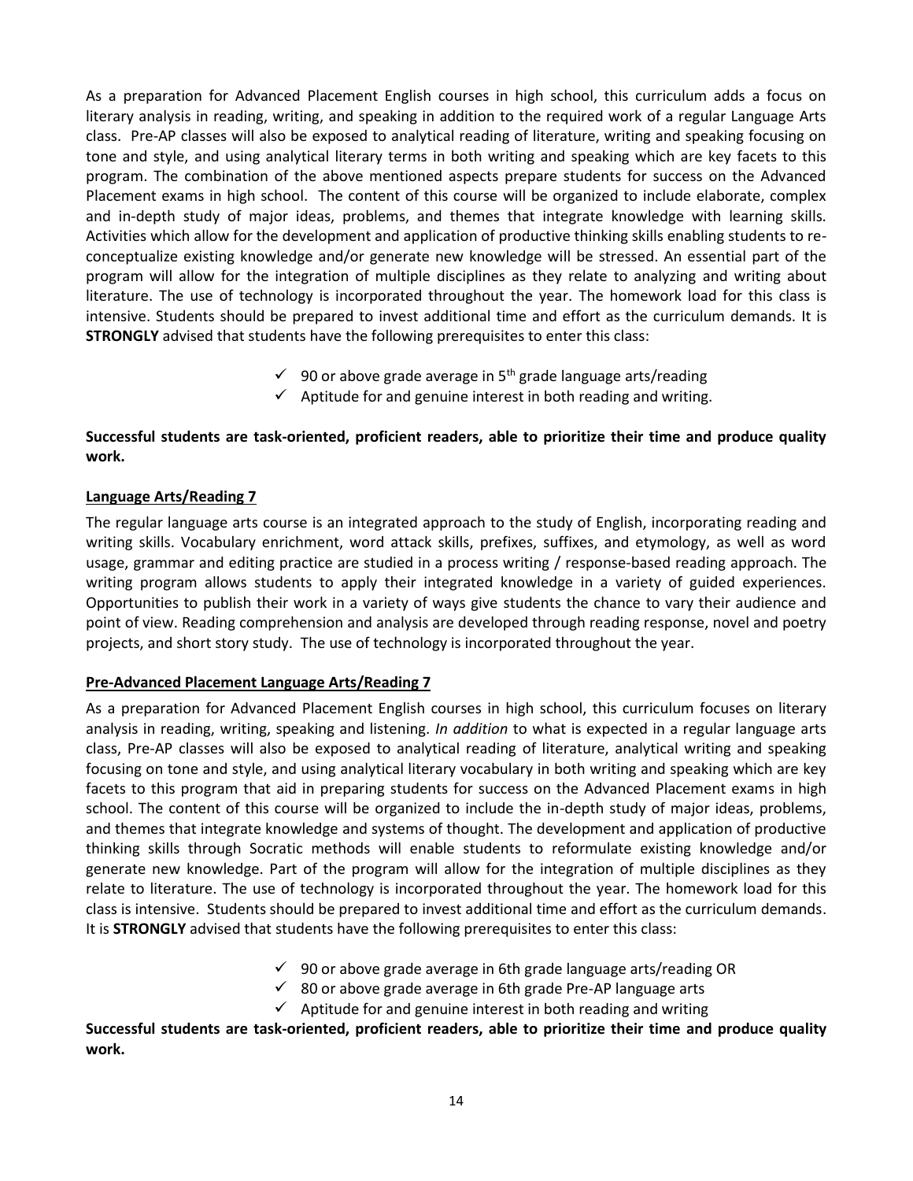As a preparation for Advanced Placement English courses in high school, this curriculum adds a focus on literary analysis in reading, writing, and speaking in addition to the required work of a regular Language Arts class. Pre-AP classes will also be exposed to analytical reading of literature, writing and speaking focusing on tone and style, and using analytical literary terms in both writing and speaking which are key facets to this program. The combination of the above mentioned aspects prepare students for success on the Advanced Placement exams in high school. The content of this course will be organized to include elaborate, complex and in-depth study of major ideas, problems, and themes that integrate knowledge with learning skills. Activities which allow for the development and application of productive thinking skills enabling students to re-conceptualize existing knowledge and/or generate new knowledge will be stressed. An essential part of the program will allow for the integration of multiple disciplines as they relate to analyzing and writing about literature. The use of technology is incorporated throughout the year. The homework load for this class is intensive. Students should be prepared to invest additional time and effort as the curriculum demands. It is **STRONGLY** advised that students have the following prerequisites to enter this class:

- ✓ 90 or above grade average in 5th grade language arts/reading
- ✓ Aptitude for and genuine interest in both reading and writing.

**Successful students are task-oriented, proficient readers, able to prioritize their time and produce quality work.**

## Language Arts/Reading 7

The regular language arts course is an integrated approach to the study of English, incorporating reading and writing skills. Vocabulary enrichment, word attack skills, prefixes, suffixes, and etymology, as well as word usage, grammar and editing practice are studied in a process writing / response-based reading approach. The writing program allows students to apply their integrated knowledge in a variety of guided experiences. Opportunities to publish their work in a variety of ways give students the chance to vary their audience and point of view. Reading comprehension and analysis are developed through reading response, novel and poetry projects, and short story study. The use of technology is incorporated throughout the year.

## Pre-Advanced Placement Language Arts/Reading 7

As a preparation for Advanced Placement English courses in high school, this curriculum focuses on literary analysis in reading, writing, speaking and listening. *In addition* to what is expected in a regular language arts class, Pre-AP classes will also be exposed to analytical reading of literature, analytical writing and speaking focusing on tone and style, and using analytical literary vocabulary in both writing and speaking which are key facets to this program that aid in preparing students for success on the Advanced Placement exams in high school. The content of this course will be organized to include the in-depth study of major ideas, problems, and themes that integrate knowledge and systems of thought. The development and application of productive thinking skills through Socratic methods will enable students to reformulate existing knowledge and/or generate new knowledge. Part of the program will allow for the integration of multiple disciplines as they relate to literature. The use of technology is incorporated throughout the year. The homework load for this class is intensive. Students should be prepared to invest additional time and effort as the curriculum demands. It is **STRONGLY** advised that students have the following prerequisites to enter this class:

- ✓ 90 or above grade average in 6th grade language arts/reading OR
- ✓ 80 or above grade average in 6th grade Pre-AP language arts
- ✓ Aptitude for and genuine interest in both reading and writing

**Successful students are task-oriented, proficient readers, able to prioritize their time and produce quality work.**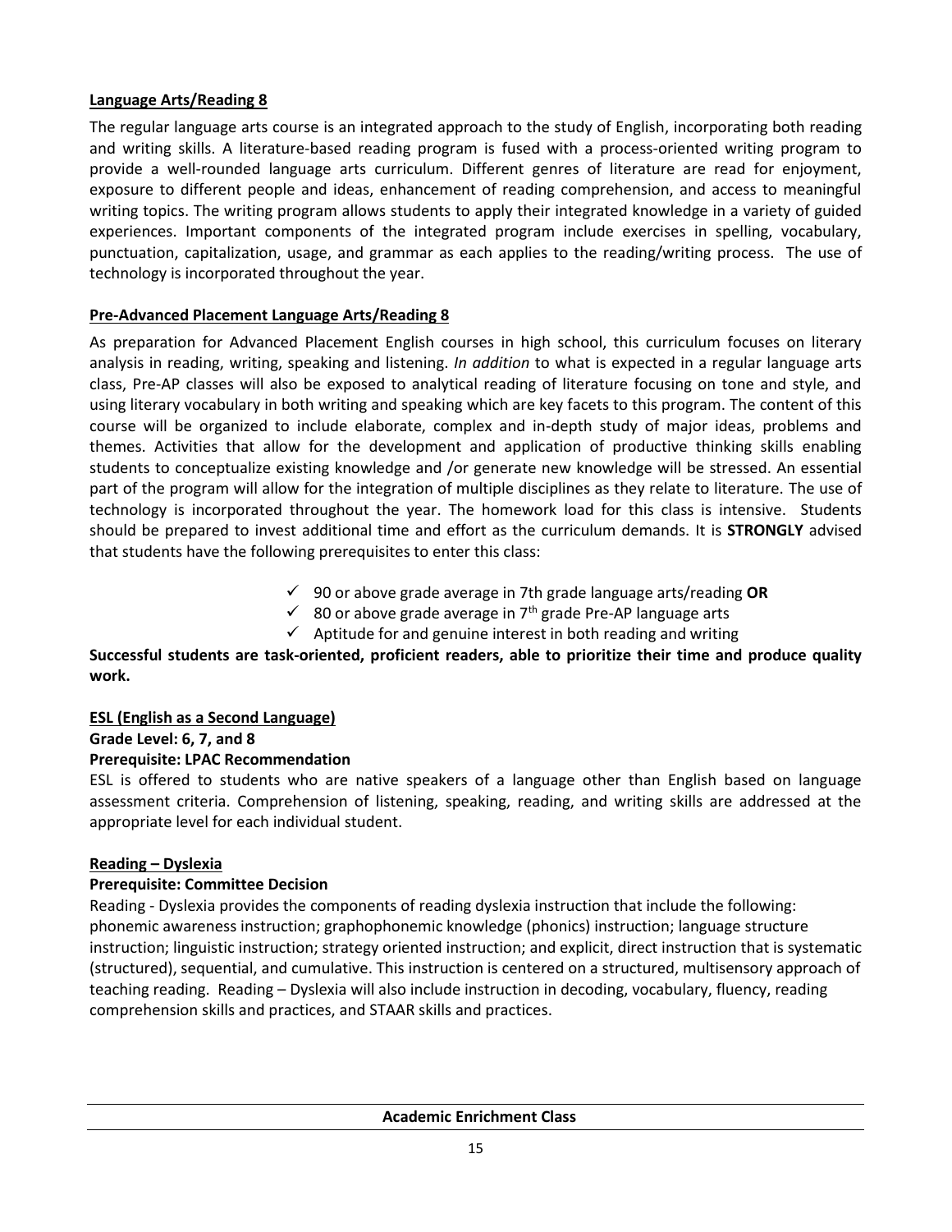## Language Arts/Reading 8

The regular language arts course is an integrated approach to the study of English, incorporating both reading and writing skills. A literature-based reading program is fused with a process-oriented writing program to provide a well-rounded language arts curriculum. Different genres of literature are read for enjoyment, exposure to different people and ideas, enhancement of reading comprehension, and access to meaningful writing topics. The writing program allows students to apply their integrated knowledge in a variety of guided experiences. Important components of the integrated program include exercises in spelling, vocabulary, punctuation, capitalization, usage, and grammar as each applies to the reading/writing process. The use of technology is incorporated throughout the year.

## Pre-Advanced Placement Language Arts/Reading 8

As preparation for Advanced Placement English courses in high school, this curriculum focuses on literary analysis in reading, writing, speaking and listening. *In addition* to what is expected in a regular language arts class, Pre-AP classes will also be exposed to analytical reading of literature focusing on tone and style, and using literary vocabulary in both writing and speaking which are key facets to this program. The content of this course will be organized to include elaborate, complex and in-depth study of major ideas, problems and themes. Activities that allow for the development and application of productive thinking skills enabling students to conceptualize existing knowledge and /or generate new knowledge will be stressed. An essential part of the program will allow for the integration of multiple disciplines as they relate to literature. The use of technology is incorporated throughout the year. The homework load for this class is intensive. Students should be prepared to invest additional time and effort as the curriculum demands. It is **STRONGLY** advised that students have the following prerequisites to enter this class:

- ✓ 90 or above grade average in 7th grade language arts/reading **OR**
- ✓ 80 or above grade average in 7th grade Pre-AP language arts
- ✓ Aptitude for and genuine interest in both reading and writing

**Successful students are task-oriented, proficient readers, able to prioritize their time and produce quality work.**

## ESL (English as a Second Language)

**Grade Level: 6, 7, and 8**

**Prerequisite: LPAC Recommendation**

ESL is offered to students who are native speakers of a language other than English based on language assessment criteria. Comprehension of listening, speaking, reading, and writing skills are addressed at the appropriate level for each individual student.

## Reading – Dyslexia

**Prerequisite: Committee Decision**

Reading - Dyslexia provides the components of reading dyslexia instruction that include the following: phonemic awareness instruction; graphophonemic knowledge (phonics) instruction; language structure instruction; linguistic instruction; strategy oriented instruction; and explicit, direct instruction that is systematic (structured), sequential, and cumulative. This instruction is centered on a structured, multisensory approach of teaching reading. Reading – Dyslexia will also include instruction in decoding, vocabulary, fluency, reading comprehension skills and practices, and STAAR skills and practices.

## Academic Enrichment Class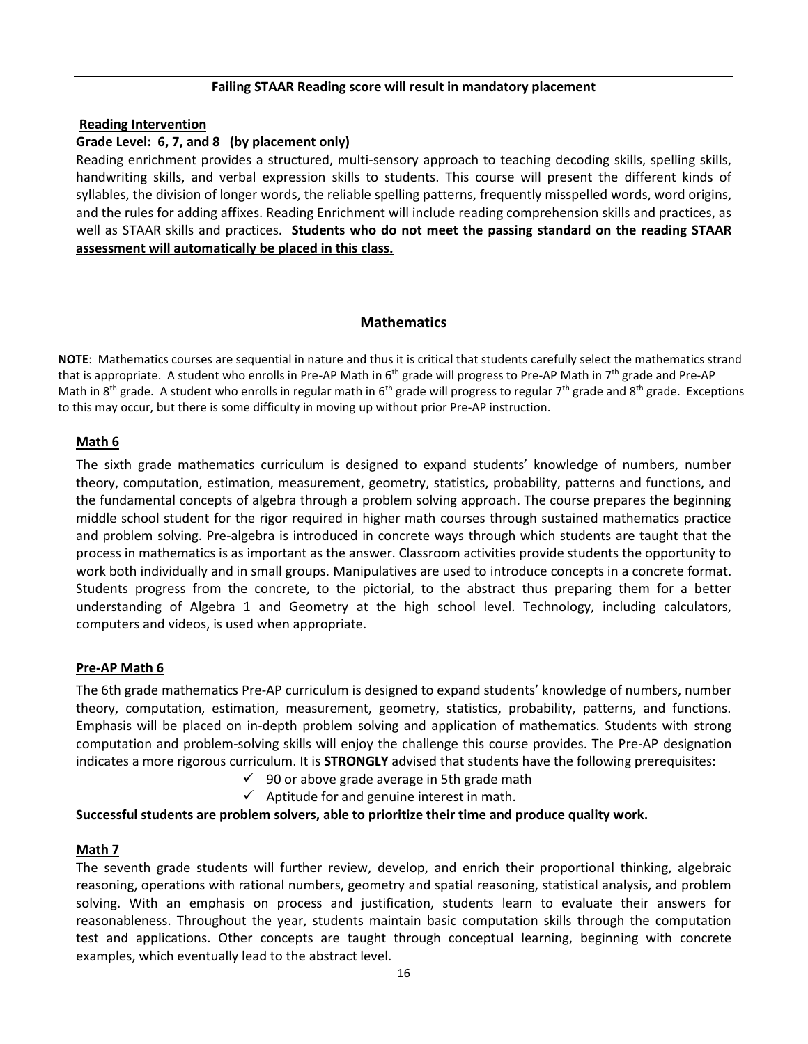**Failing STAAR Reading score will result in mandatory placement**

**Reading Intervention**

**Grade Level: 6, 7, and 8 (by placement only)**

Reading enrichment provides a structured, multi-sensory approach to teaching decoding skills, spelling skills, handwriting skills, and verbal expression skills to students. This course will present the different kinds of syllables, the division of longer words, the reliable spelling patterns, frequently misspelled words, word origins, and the rules for adding affixes. Reading Enrichment will include reading comprehension skills and practices, as well as STAAR skills and practices. **Students who do not meet the passing standard on the reading STAAR assessment will automatically be placed in this class.**

## Mathematics

**NOTE**: Mathematics courses are sequential in nature and thus it is critical that students carefully select the mathematics strand that is appropriate. A student who enrolls in Pre-AP Math in 6th grade will progress to Pre-AP Math in 7th grade and Pre-AP Math in 8th grade. A student who enrolls in regular math in 6th grade will progress to regular 7th grade and 8th grade. Exceptions to this may occur, but there is some difficulty in moving up without prior Pre-AP instruction.

### Math 6

The sixth grade mathematics curriculum is designed to expand students' knowledge of numbers, number theory, computation, estimation, measurement, geometry, statistics, probability, patterns and functions, and the fundamental concepts of algebra through a problem solving approach. The course prepares the beginning middle school student for the rigor required in higher math courses through sustained mathematics practice and problem solving. Pre-algebra is introduced in concrete ways through which students are taught that the process in mathematics is as important as the answer. Classroom activities provide students the opportunity to work both individually and in small groups. Manipulatives are used to introduce concepts in a concrete format. Students progress from the concrete, to the pictorial, to the abstract thus preparing them for a better understanding of Algebra 1 and Geometry at the high school level. Technology, including calculators, computers and videos, is used when appropriate.

### Pre-AP Math 6

The 6th grade mathematics Pre-AP curriculum is designed to expand students' knowledge of numbers, number theory, computation, estimation, measurement, geometry, statistics, probability, patterns, and functions. Emphasis will be placed on in-depth problem solving and application of mathematics. Students with strong computation and problem-solving skills will enjoy the challenge this course provides. The Pre-AP designation indicates a more rigorous curriculum. It is **STRONGLY** advised that students have the following prerequisites:

- ✓ 90 or above grade average in 5th grade math
- ✓ Aptitude for and genuine interest in math.

**Successful students are problem solvers, able to prioritize their time and produce quality work.**

### Math 7

The seventh grade students will further review, develop, and enrich their proportional thinking, algebraic reasoning, operations with rational numbers, geometry and spatial reasoning, statistical analysis, and problem solving. With an emphasis on process and justification, students learn to evaluate their answers for reasonableness. Throughout the year, students maintain basic computation skills through the computation test and applications. Other concepts are taught through conceptual learning, beginning with concrete examples, which eventually lead to the abstract level.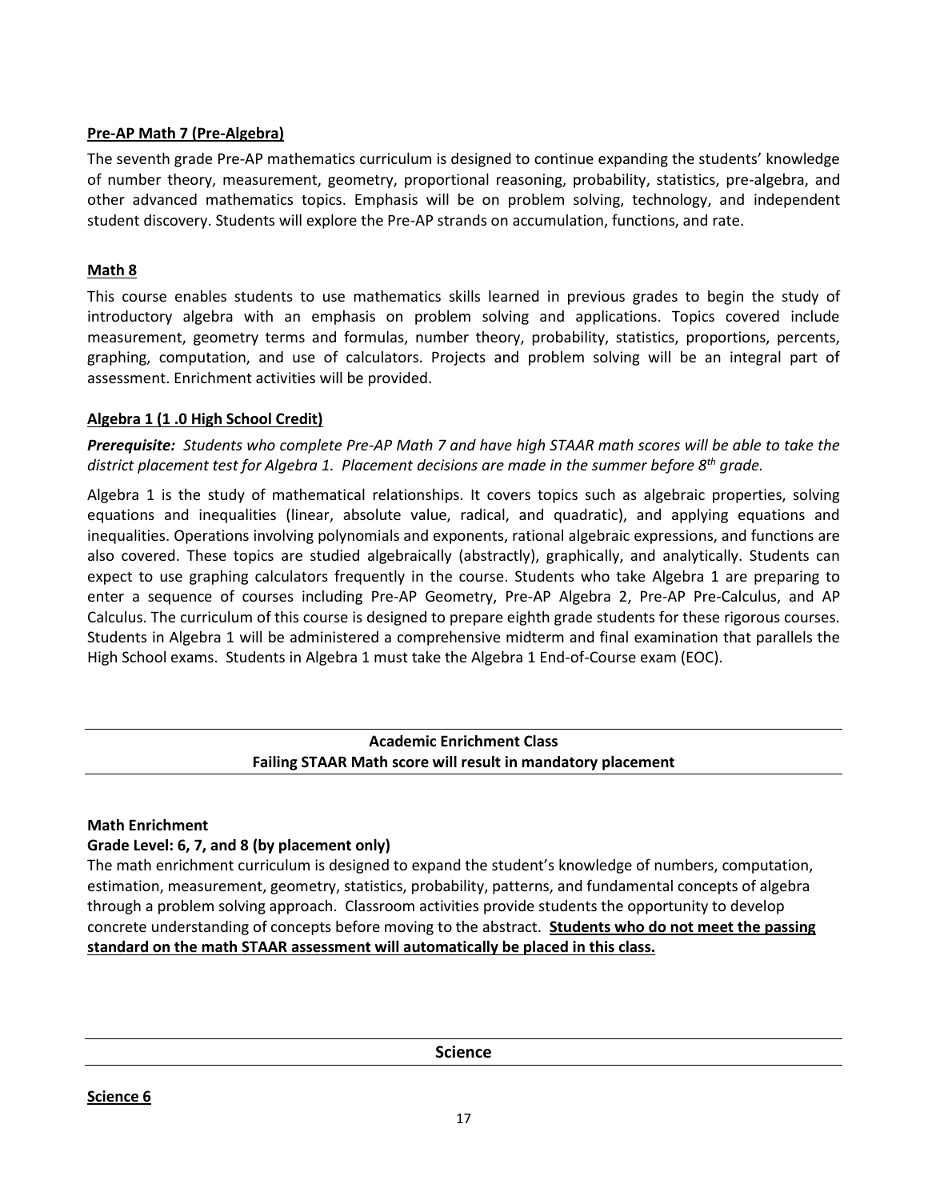**<u>Pre-AP Math 7 (Pre-Algebra)</u>**

The seventh grade Pre-AP mathematics curriculum is designed to continue expanding the students' knowledge of number theory, measurement, geometry, proportional reasoning, probability, statistics, pre-algebra, and other advanced mathematics topics. Emphasis will be on problem solving, technology, and independent student discovery. Students will explore the Pre-AP strands on accumulation, functions, and rate.

**<u>Math 8</u>**

This course enables students to use mathematics skills learned in previous grades to begin the study of introductory algebra with an emphasis on problem solving and applications. Topics covered include measurement, geometry terms and formulas, number theory, probability, statistics, proportions, percents, graphing, computation, and use of calculators. Projects and problem solving will be an integral part of assessment. Enrichment activities will be provided.

**<u>Algebra 1 (1 .0 High School Credit)</u>**

***Prerequisite:*** *Students who complete Pre-AP Math 7 and have high STAAR math scores will be able to take the district placement test for Algebra 1. Placement decisions are made in the summer before 8th grade.*

Algebra 1 is the study of mathematical relationships. It covers topics such as algebraic properties, solving equations and inequalities (linear, absolute value, radical, and quadratic), and applying equations and inequalities. Operations involving polynomials and exponents, rational algebraic expressions, and functions are also covered. These topics are studied algebraically (abstractly), graphically, and analytically. Students can expect to use graphing calculators frequently in the course. Students who take Algebra 1 are preparing to enter a sequence of courses including Pre-AP Geometry, Pre-AP Algebra 2, Pre-AP Pre-Calculus, and AP Calculus. The curriculum of this course is designed to prepare eighth grade students for these rigorous courses. Students in Algebra 1 will be administered a comprehensive midterm and final examination that parallels the High School exams. Students in Algebra 1 must take the Algebra 1 End-of-Course exam (EOC).

## Academic Enrichment Class
**Failing STAAR Math score will result in mandatory placement**

**Math Enrichment**

**Grade Level: 6, 7, and 8 (by placement only)**

The math enrichment curriculum is designed to expand the student's knowledge of numbers, computation, estimation, measurement, geometry, statistics, probability, patterns, and fundamental concepts of algebra through a problem solving approach. Classroom activities provide students the opportunity to develop concrete understanding of concepts before moving to the abstract. **<u>Students who do not meet the passing standard on the math STAAR assessment will automatically be placed in this class.</u>**

## Science

**<u>Science 6</u>**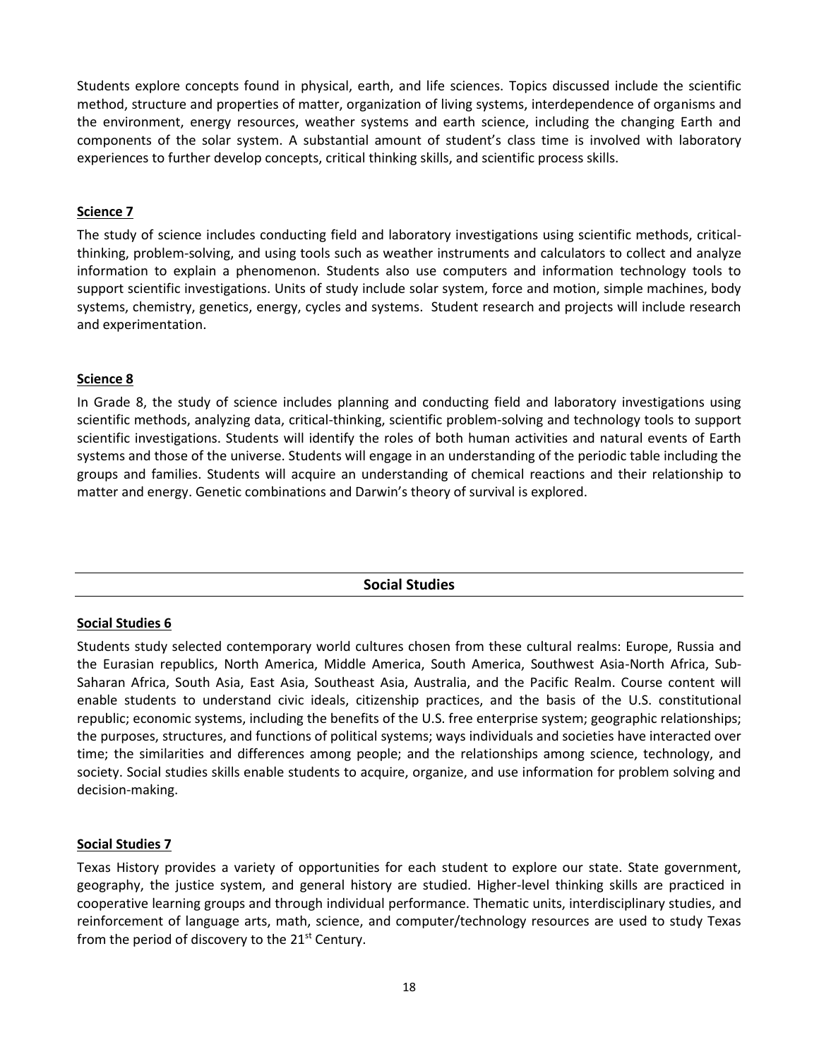Students explore concepts found in physical, earth, and life sciences. Topics discussed include the scientific method, structure and properties of matter, organization of living systems, interdependence of organisms and the environment, energy resources, weather systems and earth science, including the changing Earth and components of the solar system. A substantial amount of student's class time is involved with laboratory experiences to further develop concepts, critical thinking skills, and scientific process skills.

### Science 7

The study of science includes conducting field and laboratory investigations using scientific methods, critical-thinking, problem-solving, and using tools such as weather instruments and calculators to collect and analyze information to explain a phenomenon. Students also use computers and information technology tools to support scientific investigations. Units of study include solar system, force and motion, simple machines, body systems, chemistry, genetics, energy, cycles and systems. Student research and projects will include research and experimentation.

### Science 8

In Grade 8, the study of science includes planning and conducting field and laboratory investigations using scientific methods, analyzing data, critical-thinking, scientific problem-solving and technology tools to support scientific investigations. Students will identify the roles of both human activities and natural events of Earth systems and those of the universe. Students will engage in an understanding of the periodic table including the groups and families. Students will acquire an understanding of chemical reactions and their relationship to matter and energy. Genetic combinations and Darwin's theory of survival is explored.

## Social Studies

### Social Studies 6

Students study selected contemporary world cultures chosen from these cultural realms: Europe, Russia and the Eurasian republics, North America, Middle America, South America, Southwest Asia-North Africa, Sub-Saharan Africa, South Asia, East Asia, Southeast Asia, Australia, and the Pacific Realm. Course content will enable students to understand civic ideals, citizenship practices, and the basis of the U.S. constitutional republic; economic systems, including the benefits of the U.S. free enterprise system; geographic relationships; the purposes, structures, and functions of political systems; ways individuals and societies have interacted over time; the similarities and differences among people; and the relationships among science, technology, and society. Social studies skills enable students to acquire, organize, and use information for problem solving and decision-making.

### Social Studies 7

Texas History provides a variety of opportunities for each student to explore our state. State government, geography, the justice system, and general history are studied. Higher-level thinking skills are practiced in cooperative learning groups and through individual performance. Thematic units, interdisciplinary studies, and reinforcement of language arts, math, science, and computer/technology resources are used to study Texas from the period of discovery to the 21st Century.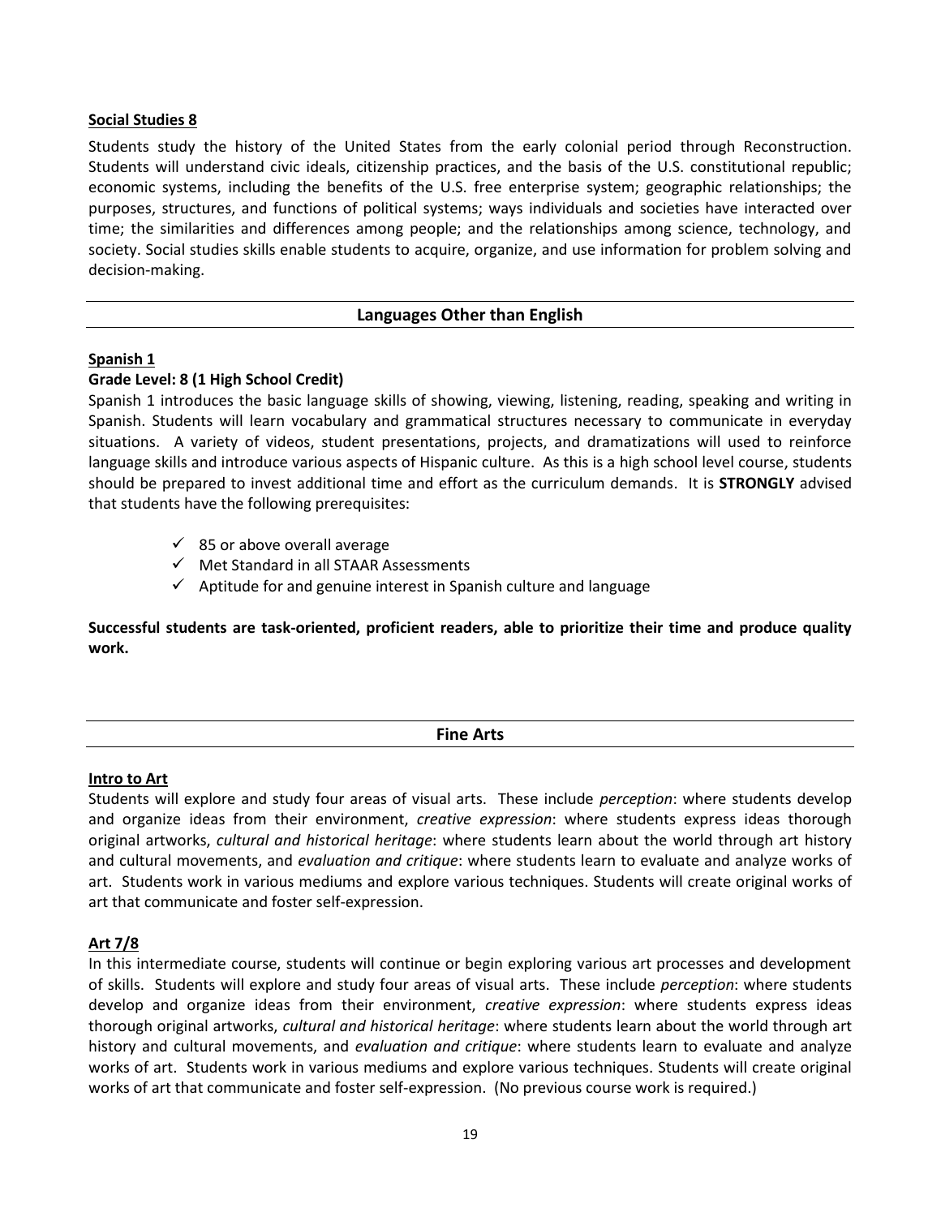**Social Studies 8**

Students study the history of the United States from the early colonial period through Reconstruction. Students will understand civic ideals, citizenship practices, and the basis of the U.S. constitutional republic; economic systems, including the benefits of the U.S. free enterprise system; geographic relationships; the purposes, structures, and functions of political systems; ways individuals and societies have interacted over time; the similarities and differences among people; and the relationships among science, technology, and society. Social studies skills enable students to acquire, organize, and use information for problem solving and decision-making.

## Languages Other than English

**Spanish 1**

**Grade Level: 8 (1 High School Credit)**

Spanish 1 introduces the basic language skills of showing, viewing, listening, reading, speaking and writing in Spanish. Students will learn vocabulary and grammatical structures necessary to communicate in everyday situations. A variety of videos, student presentations, projects, and dramatizations will used to reinforce language skills and introduce various aspects of Hispanic culture. As this is a high school level course, students should be prepared to invest additional time and effort as the curriculum demands. It is **STRONGLY** advised that students have the following prerequisites:

- ✓ 85 or above overall average
- ✓ Met Standard in all STAAR Assessments
- ✓ Aptitude for and genuine interest in Spanish culture and language

**Successful students are task-oriented, proficient readers, able to prioritize their time and produce quality work.**

## Fine Arts

**Intro to Art**

Students will explore and study four areas of visual arts. These include *perception*: where students develop and organize ideas from their environment, *creative expression*: where students express ideas thorough original artworks, *cultural and historical heritage*: where students learn about the world through art history and cultural movements, and *evaluation and critique*: where students learn to evaluate and analyze works of art. Students work in various mediums and explore various techniques. Students will create original works of art that communicate and foster self-expression.

**Art 7/8**

In this intermediate course, students will continue or begin exploring various art processes and development of skills. Students will explore and study four areas of visual arts. These include *perception*: where students develop and organize ideas from their environment, *creative expression*: where students express ideas thorough original artworks, *cultural and historical heritage*: where students learn about the world through art history and cultural movements, and *evaluation and critique*: where students learn to evaluate and analyze works of art. Students work in various mediums and explore various techniques. Students will create original works of art that communicate and foster self-expression. (No previous course work is required.)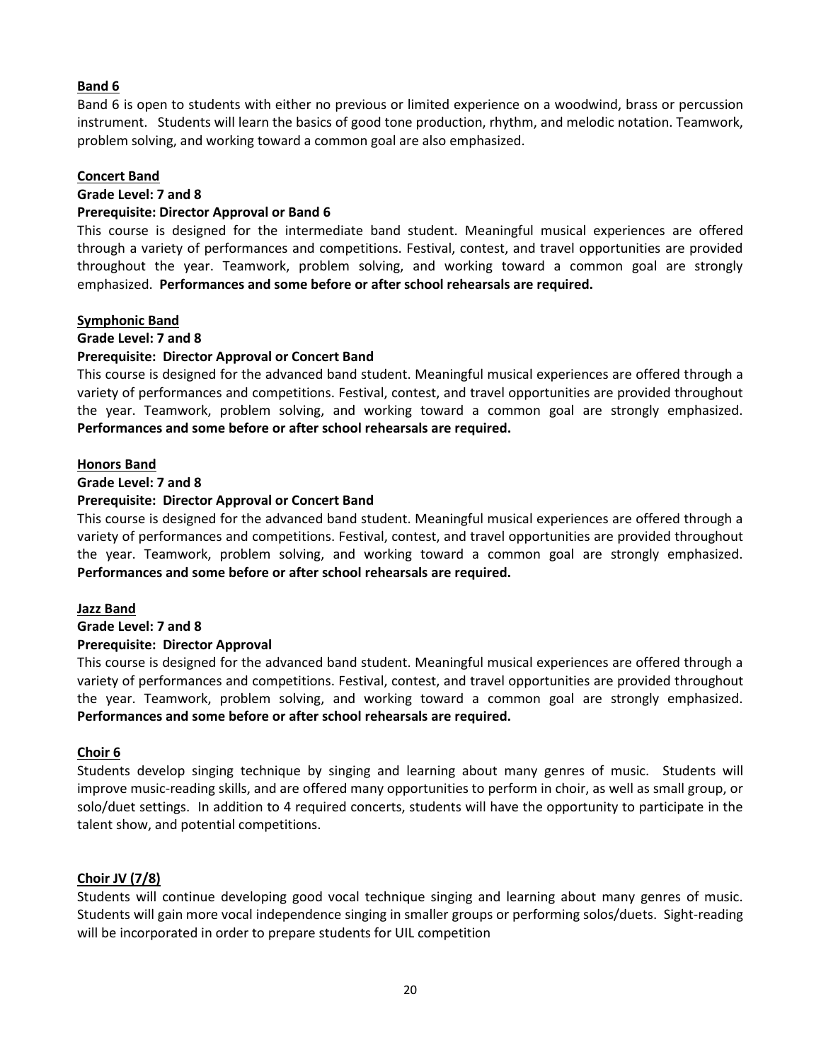### Band 6

Band 6 is open to students with either no previous or limited experience on a woodwind, brass or percussion instrument. Students will learn the basics of good tone production, rhythm, and melodic notation. Teamwork, problem solving, and working toward a common goal are also emphasized.

### Concert Band

**Grade Level: 7 and 8**

**Prerequisite: Director Approval or Band 6**

This course is designed for the intermediate band student. Meaningful musical experiences are offered through a variety of performances and competitions. Festival, contest, and travel opportunities are provided throughout the year. Teamwork, problem solving, and working toward a common goal are strongly emphasized. **Performances and some before or after school rehearsals are required.**

### Symphonic Band

**Grade Level: 7 and 8**

**Prerequisite: Director Approval or Concert Band**

This course is designed for the advanced band student. Meaningful musical experiences are offered through a variety of performances and competitions. Festival, contest, and travel opportunities are provided throughout the year. Teamwork, problem solving, and working toward a common goal are strongly emphasized. **Performances and some before or after school rehearsals are required.**

### Honors Band

**Grade Level: 7 and 8**

**Prerequisite: Director Approval or Concert Band**

This course is designed for the advanced band student. Meaningful musical experiences are offered through a variety of performances and competitions. Festival, contest, and travel opportunities are provided throughout the year. Teamwork, problem solving, and working toward a common goal are strongly emphasized. **Performances and some before or after school rehearsals are required.**

### Jazz Band

**Grade Level: 7 and 8**

**Prerequisite: Director Approval**

This course is designed for the advanced band student. Meaningful musical experiences are offered through a variety of performances and competitions. Festival, contest, and travel opportunities are provided throughout the year. Teamwork, problem solving, and working toward a common goal are strongly emphasized. **Performances and some before or after school rehearsals are required.**

### Choir 6

Students develop singing technique by singing and learning about many genres of music. Students will improve music-reading skills, and are offered many opportunities to perform in choir, as well as small group, or solo/duet settings. In addition to 4 required concerts, students will have the opportunity to participate in the talent show, and potential competitions.

### Choir JV (7/8)

Students will continue developing good vocal technique singing and learning about many genres of music. Students will gain more vocal independence singing in smaller groups or performing solos/duets. Sight-reading will be incorporated in order to prepare students for UIL competition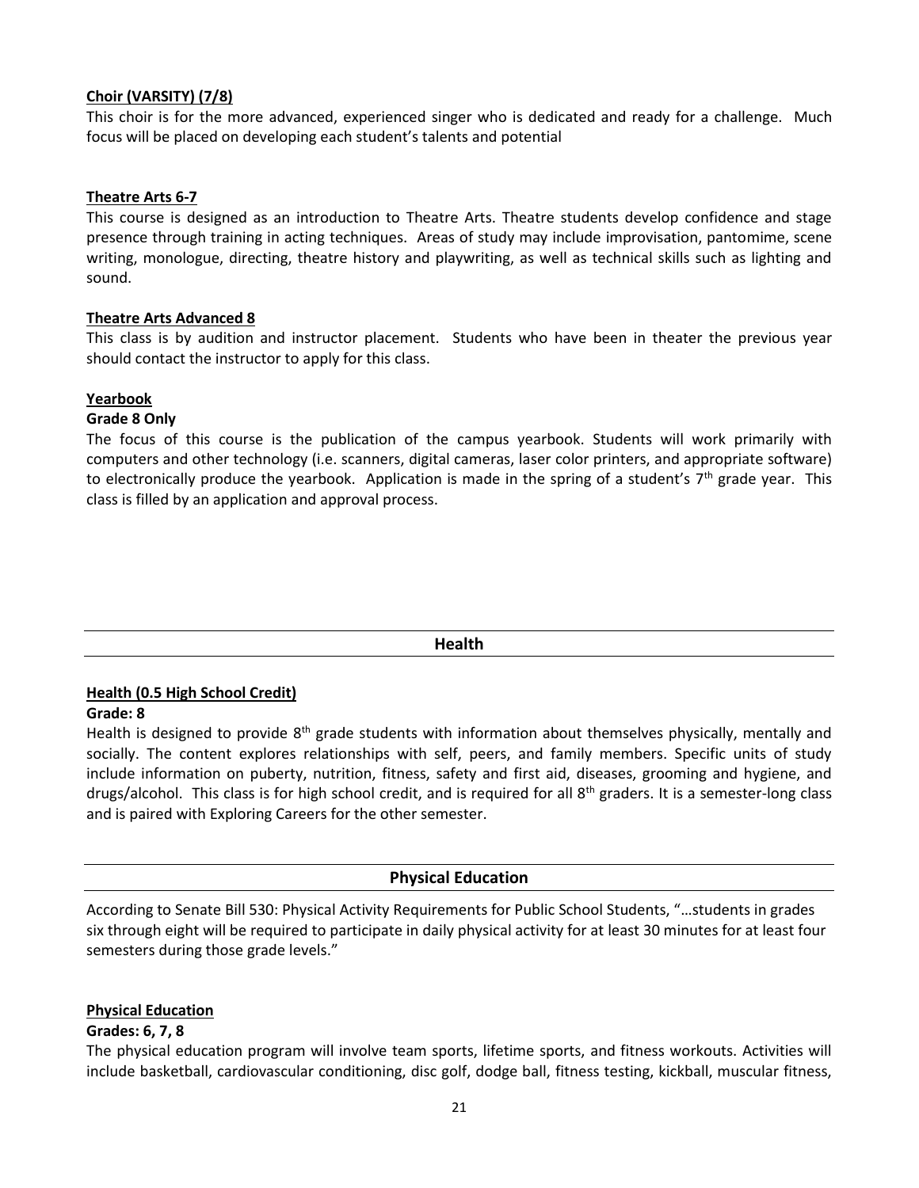**Choir (VARSITY) (7/8)**

This choir is for the more advanced, experienced singer who is dedicated and ready for a challenge. Much focus will be placed on developing each student's talents and potential

**Theatre Arts 6-7**

This course is designed as an introduction to Theatre Arts. Theatre students develop confidence and stage presence through training in acting techniques. Areas of study may include improvisation, pantomime, scene writing, monologue, directing, theatre history and playwriting, as well as technical skills such as lighting and sound.

**Theatre Arts Advanced 8**

This class is by audition and instructor placement. Students who have been in theater the previous year should contact the instructor to apply for this class.

**Yearbook**

**Grade 8 Only**

The focus of this course is the publication of the campus yearbook. Students will work primarily with computers and other technology (i.e. scanners, digital cameras, laser color printers, and appropriate software) to electronically produce the yearbook. Application is made in the spring of a student's 7th grade year. This class is filled by an application and approval process.

## Health

**Health (0.5 High School Credit)**

**Grade: 8**

Health is designed to provide 8th grade students with information about themselves physically, mentally and socially. The content explores relationships with self, peers, and family members. Specific units of study include information on puberty, nutrition, fitness, safety and first aid, diseases, grooming and hygiene, and drugs/alcohol. This class is for high school credit, and is required for all 8th graders. It is a semester-long class and is paired with Exploring Careers for the other semester.

## Physical Education

According to Senate Bill 530: Physical Activity Requirements for Public School Students, "…students in grades six through eight will be required to participate in daily physical activity for at least 30 minutes for at least four semesters during those grade levels."

**Physical Education**

**Grades: 6, 7, 8**

The physical education program will involve team sports, lifetime sports, and fitness workouts. Activities will include basketball, cardiovascular conditioning, disc golf, dodge ball, fitness testing, kickball, muscular fitness,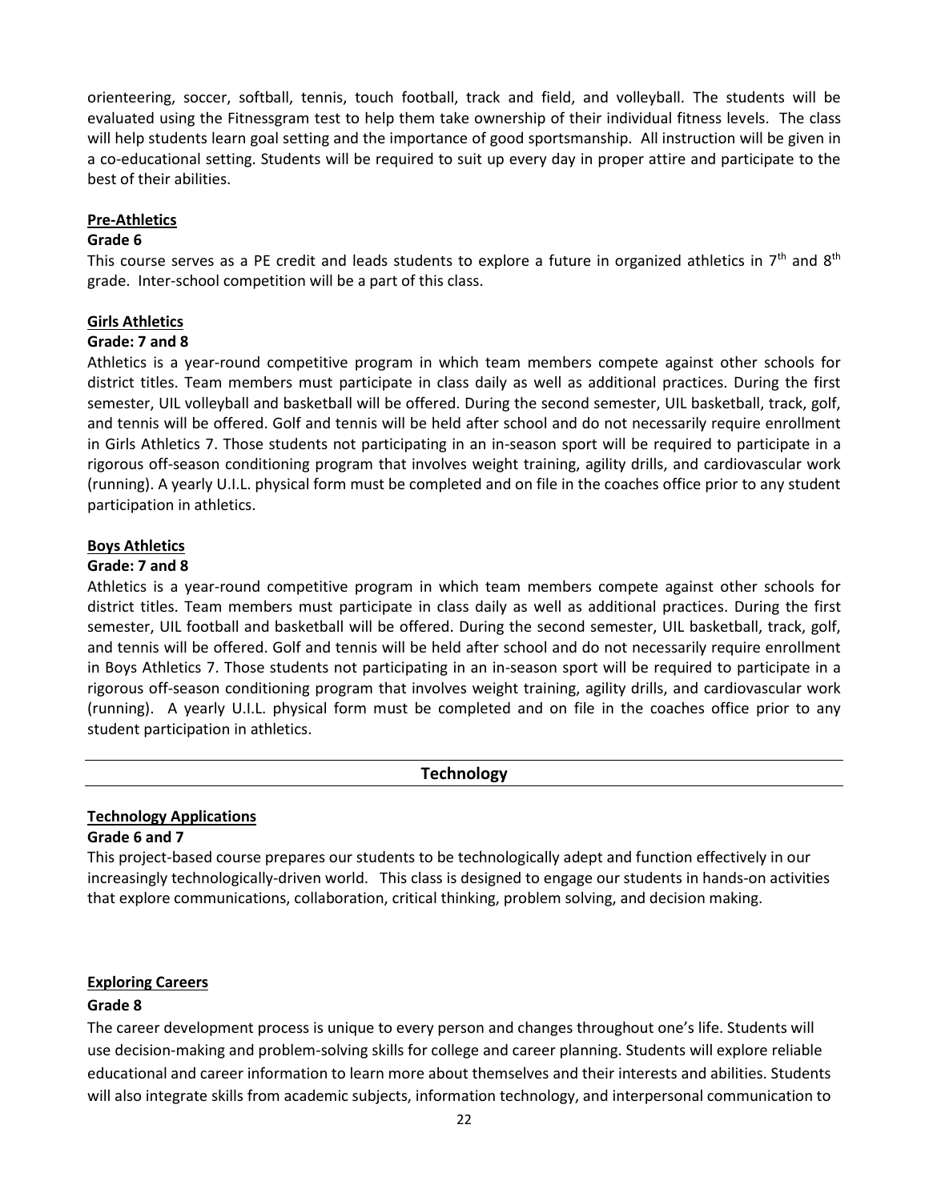orienteering, soccer, softball, tennis, touch football, track and field, and volleyball. The students will be evaluated using the Fitnessgram test to help them take ownership of their individual fitness levels. The class will help students learn goal setting and the importance of good sportsmanship. All instruction will be given in a co-educational setting. Students will be required to suit up every day in proper attire and participate to the best of their abilities.

**Pre-Athletics**

**Grade 6**

This course serves as a PE credit and leads students to explore a future in organized athletics in 7th and 8th grade. Inter-school competition will be a part of this class.

**Girls Athletics**

**Grade: 7 and 8**

Athletics is a year-round competitive program in which team members compete against other schools for district titles. Team members must participate in class daily as well as additional practices. During the first semester, UIL volleyball and basketball will be offered. During the second semester, UIL basketball, track, golf, and tennis will be offered. Golf and tennis will be held after school and do not necessarily require enrollment in Girls Athletics 7. Those students not participating in an in-season sport will be required to participate in a rigorous off-season conditioning program that involves weight training, agility drills, and cardiovascular work (running). A yearly U.I.L. physical form must be completed and on file in the coaches office prior to any student participation in athletics.

**Boys Athletics**

**Grade: 7 and 8**

Athletics is a year-round competitive program in which team members compete against other schools for district titles. Team members must participate in class daily as well as additional practices. During the first semester, UIL football and basketball will be offered. During the second semester, UIL basketball, track, golf, and tennis will be offered. Golf and tennis will be held after school and do not necessarily require enrollment in Boys Athletics 7. Those students not participating in an in-season sport will be required to participate in a rigorous off-season conditioning program that involves weight training, agility drills, and cardiovascular work (running). A yearly U.I.L. physical form must be completed and on file in the coaches office prior to any student participation in athletics.

## Technology

**Technology Applications**

**Grade 6 and 7**

This project-based course prepares our students to be technologically adept and function effectively in our increasingly technologically-driven world. This class is designed to engage our students in hands-on activities that explore communications, collaboration, critical thinking, problem solving, and decision making.

**Exploring Careers**

**Grade 8**

The career development process is unique to every person and changes throughout one's life. Students will use decision-making and problem-solving skills for college and career planning. Students will explore reliable educational and career information to learn more about themselves and their interests and abilities. Students will also integrate skills from academic subjects, information technology, and interpersonal communication to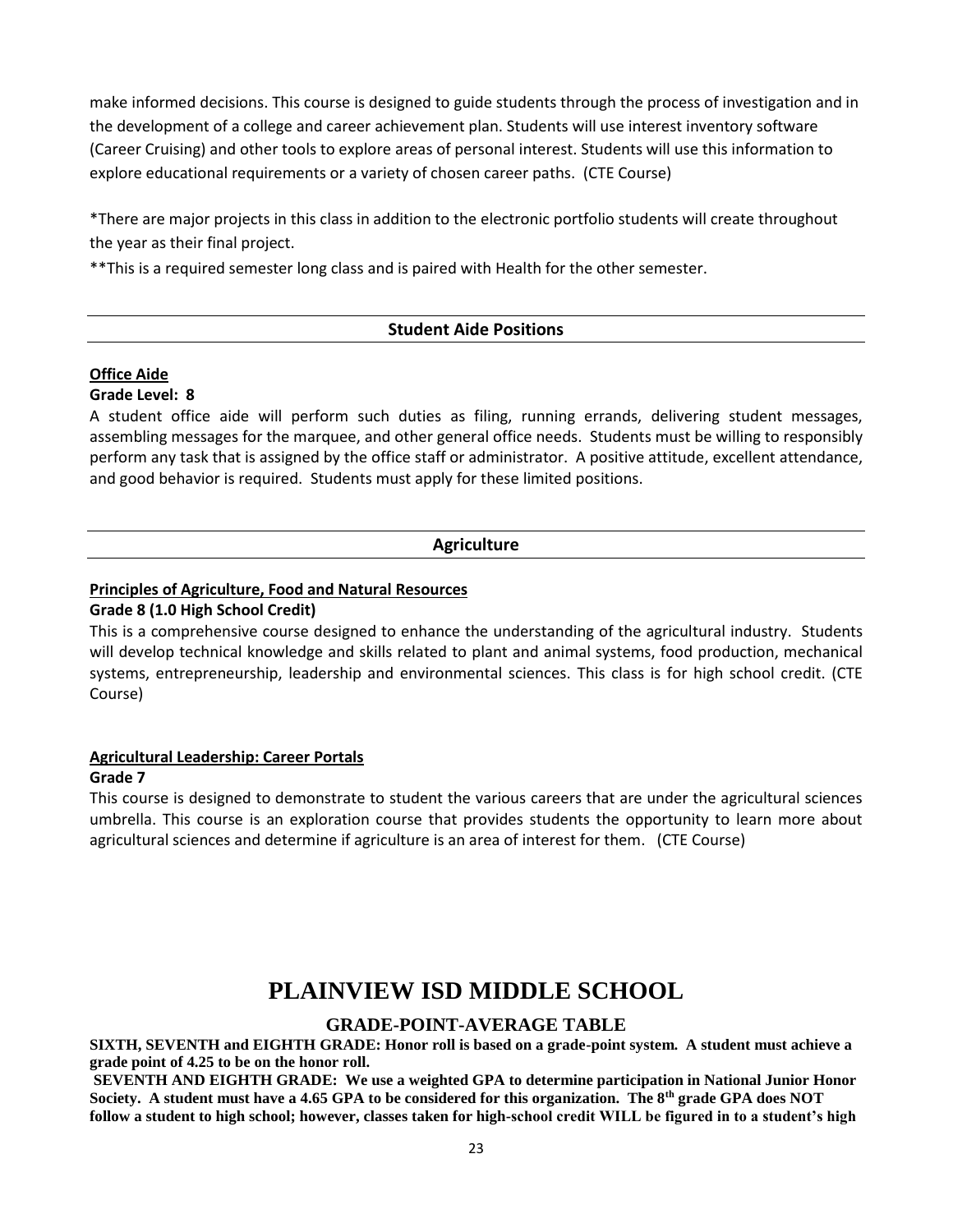make informed decisions. This course is designed to guide students through the process of investigation and in the development of a college and career achievement plan. Students will use interest inventory software (Career Cruising) and other tools to explore areas of personal interest. Students will use this information to explore educational requirements or a variety of chosen career paths. (CTE Course)

*There are major projects in this class in addition to the electronic portfolio students will create throughout the year as their final project.

**This is a required semester long class and is paired with Health for the other semester.

## Student Aide Positions

**Office Aide**

**Grade Level: 8**

A student office aide will perform such duties as filing, running errands, delivering student messages, assembling messages for the marquee, and other general office needs. Students must be willing to responsibly perform any task that is assigned by the office staff or administrator. A positive attitude, excellent attendance, and good behavior is required. Students must apply for these limited positions.

## Agriculture

**Principles of Agriculture, Food and Natural Resources**

**Grade 8 (1.0 High School Credit)**

This is a comprehensive course designed to enhance the understanding of the agricultural industry. Students will develop technical knowledge and skills related to plant and animal systems, food production, mechanical systems, entrepreneurship, leadership and environmental sciences. This class is for high school credit. (CTE Course)

**Agricultural Leadership: Career Portals**

**Grade 7**

This course is designed to demonstrate to student the various careers that are under the agricultural sciences umbrella. This course is an exploration course that provides students the opportunity to learn more about agricultural sciences and determine if agriculture is an area of interest for them. (CTE Course)

# PLAINVIEW ISD MIDDLE SCHOOL

## GRADE-POINT-AVERAGE TABLE

**SIXTH, SEVENTH and EIGHTH GRADE: Honor roll is based on a grade-point system. A student must achieve a grade point of 4.25 to be on the honor roll.**

**SEVENTH AND EIGHTH GRADE: We use a weighted GPA to determine participation in National Junior Honor Society. A student must have a 4.65 GPA to be considered for this organization. The 8th grade GPA does NOT follow a student to high school; however, classes taken for high-school credit WILL be figured in to a student's high**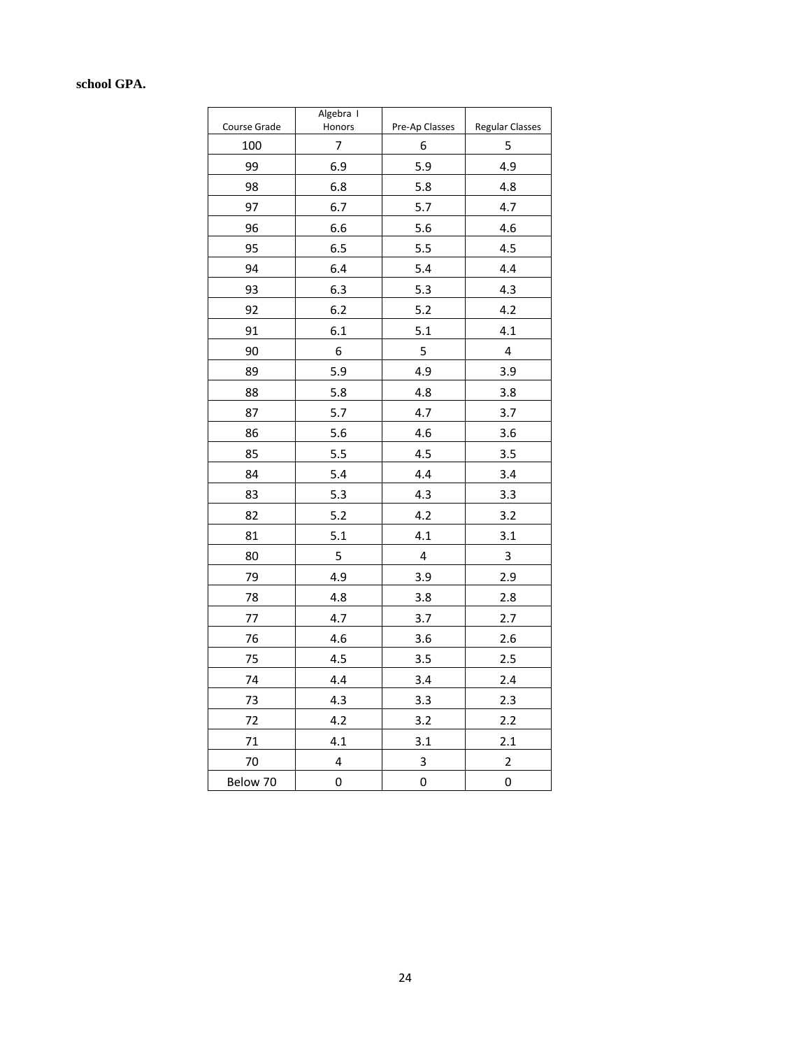**school GPA.**

| Course Grade | Algebra I Honors | Pre-Ap Classes | Regular Classes |
|---|---|---|---|
| 100 | 7 | 6 | 5 |
| 99 | 6.9 | 5.9 | 4.9 |
| 98 | 6.8 | 5.8 | 4.8 |
| 97 | 6.7 | 5.7 | 4.7 |
| 96 | 6.6 | 5.6 | 4.6 |
| 95 | 6.5 | 5.5 | 4.5 |
| 94 | 6.4 | 5.4 | 4.4 |
| 93 | 6.3 | 5.3 | 4.3 |
| 92 | 6.2 | 5.2 | 4.2 |
| 91 | 6.1 | 5.1 | 4.1 |
| 90 | 6 | 5 | 4 |
| 89 | 5.9 | 4.9 | 3.9 |
| 88 | 5.8 | 4.8 | 3.8 |
| 87 | 5.7 | 4.7 | 3.7 |
| 86 | 5.6 | 4.6 | 3.6 |
| 85 | 5.5 | 4.5 | 3.5 |
| 84 | 5.4 | 4.4 | 3.4 |
| 83 | 5.3 | 4.3 | 3.3 |
| 82 | 5.2 | 4.2 | 3.2 |
| 81 | 5.1 | 4.1 | 3.1 |
| 80 | 5 | 4 | 3 |
| 79 | 4.9 | 3.9 | 2.9 |
| 78 | 4.8 | 3.8 | 2.8 |
| 77 | 4.7 | 3.7 | 2.7 |
| 76 | 4.6 | 3.6 | 2.6 |
| 75 | 4.5 | 3.5 | 2.5 |
| 74 | 4.4 | 3.4 | 2.4 |
| 73 | 4.3 | 3.3 | 2.3 |
| 72 | 4.2 | 3.2 | 2.2 |
| 71 | 4.1 | 3.1 | 2.1 |
| 70 | 4 | 3 | 2 |
| Below 70 | 0 | 0 | 0 |